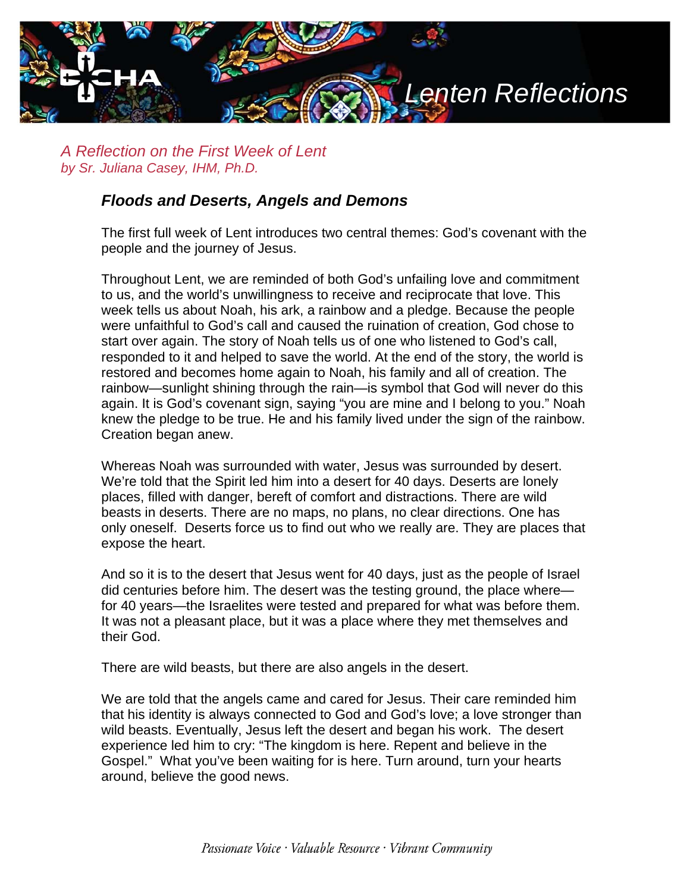# Lenten Reflections

*A Reflection on the First Week of Lent*
*by Sr. Juliana Casey, IHM, Ph.D.*

## ***Floods and Deserts, Angels and Demons***

The first full week of Lent introduces two central themes: God's covenant with the people and the journey of Jesus.

Throughout Lent, we are reminded of both God's unfailing love and commitment to us, and the world's unwillingness to receive and reciprocate that love. This week tells us about Noah, his ark, a rainbow and a pledge. Because the people were unfaithful to God's call and caused the ruination of creation, God chose to start over again. The story of Noah tells us of one who listened to God's call, responded to it and helped to save the world. At the end of the story, the world is restored and becomes home again to Noah, his family and all of creation. The rainbow—sunlight shining through the rain—is symbol that God will never do this again. It is God's covenant sign, saying "you are mine and I belong to you." Noah knew the pledge to be true. He and his family lived under the sign of the rainbow. Creation began anew.

Whereas Noah was surrounded with water, Jesus was surrounded by desert. We're told that the Spirit led him into a desert for 40 days. Deserts are lonely places, filled with danger, bereft of comfort and distractions. There are wild beasts in deserts. There are no maps, no plans, no clear directions. One has only oneself. Deserts force us to find out who we really are. They are places that expose the heart.

And so it is to the desert that Jesus went for 40 days, just as the people of Israel did centuries before him. The desert was the testing ground, the place where—for 40 years—the Israelites were tested and prepared for what was before them. It was not a pleasant place, but it was a place where they met themselves and their God.

There are wild beasts, but there are also angels in the desert.

We are told that the angels came and cared for Jesus. Their care reminded him that his identity is always connected to God and God's love; a love stronger than wild beasts. Eventually, Jesus left the desert and began his work. The desert experience led him to cry: "The kingdom is here. Repent and believe in the Gospel." What you've been waiting for is here. Turn around, turn your hearts around, believe the good news.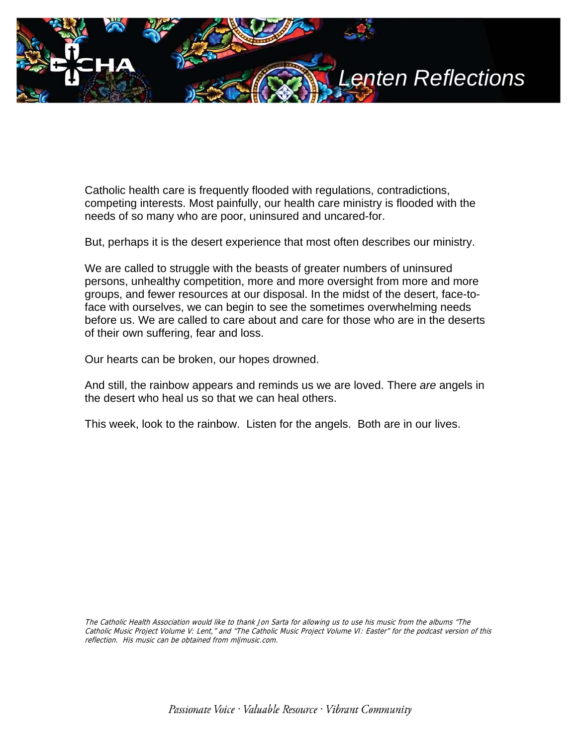Catholic health care is frequently flooded with regulations, contradictions, competing interests. Most painfully, our health care ministry is flooded with the needs of so many who are poor, uninsured and uncared-for.

But, perhaps it is the desert experience that most often describes our ministry.

We are called to struggle with the beasts of greater numbers of uninsured persons, unhealthy competition, more and more oversight from more and more groups, and fewer resources at our disposal. In the midst of the desert, face-to-face with ourselves, we can begin to see the sometimes overwhelming needs before us. We are called to care about and care for those who are in the deserts of their own suffering, fear and loss.

Our hearts can be broken, our hopes drowned.

And still, the rainbow appears and reminds us we are loved. There *are* angels in the desert who heal us so that we can heal others.

This week, look to the rainbow. Listen for the angels. Both are in our lives.

*The Catholic Health Association would like to thank Jon Sarta for allowing us to use his music from the albums "The Catholic Music Project Volume V: Lent," and "The Catholic Music Project Volume VI: Easter" for the podcast version of this reflection. His music can be obtained from mljmusic.com.*